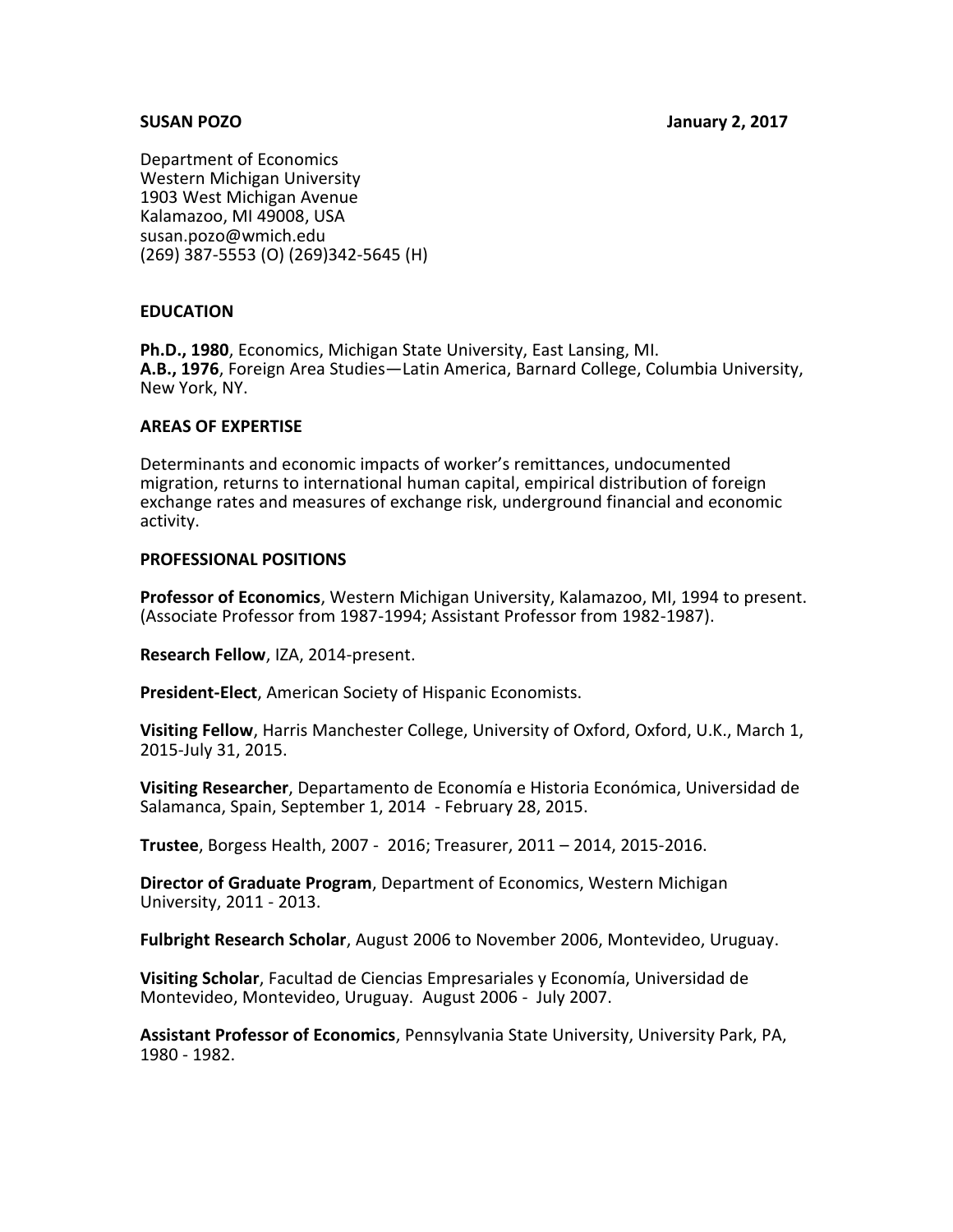**SUSAN POZO** **January 2, 2017**

Department of Economics
Western Michigan University
1903 West Michigan Avenue
Kalamazoo, MI 49008, USA
susan.pozo@wmich.edu
(269) 387-5553 (O) (269)342-5645 (H)

## EDUCATION

**Ph.D., 1980**, Economics, Michigan State University, East Lansing, MI.
**A.B., 1976**, Foreign Area Studies—Latin America, Barnard College, Columbia University, New York, NY.

## AREAS OF EXPERTISE

Determinants and economic impacts of worker's remittances, undocumented migration, returns to international human capital, empirical distribution of foreign exchange rates and measures of exchange risk, underground financial and economic activity.

## PROFESSIONAL POSITIONS

**Professor of Economics**, Western Michigan University, Kalamazoo, MI, 1994 to present. (Associate Professor from 1987-1994; Assistant Professor from 1982-1987).

**Research Fellow**, IZA, 2014-present.

**President-Elect**, American Society of Hispanic Economists.

**Visiting Fellow**, Harris Manchester College, University of Oxford, Oxford, U.K., March 1, 2015-July 31, 2015.

**Visiting Researcher**, Departamento de Economía e Historia Económica, Universidad de Salamanca, Spain, September 1, 2014 - February 28, 2015.

**Trustee**, Borgess Health, 2007 - 2016; Treasurer, 2011 – 2014, 2015-2016.

**Director of Graduate Program**, Department of Economics, Western Michigan University, 2011 - 2013.

**Fulbright Research Scholar**, August 2006 to November 2006, Montevideo, Uruguay.

**Visiting Scholar**, Facultad de Ciencias Empresariales y Economía, Universidad de Montevideo, Montevideo, Uruguay. August 2006 - July 2007.

**Assistant Professor of Economics**, Pennsylvania State University, University Park, PA, 1980 - 1982.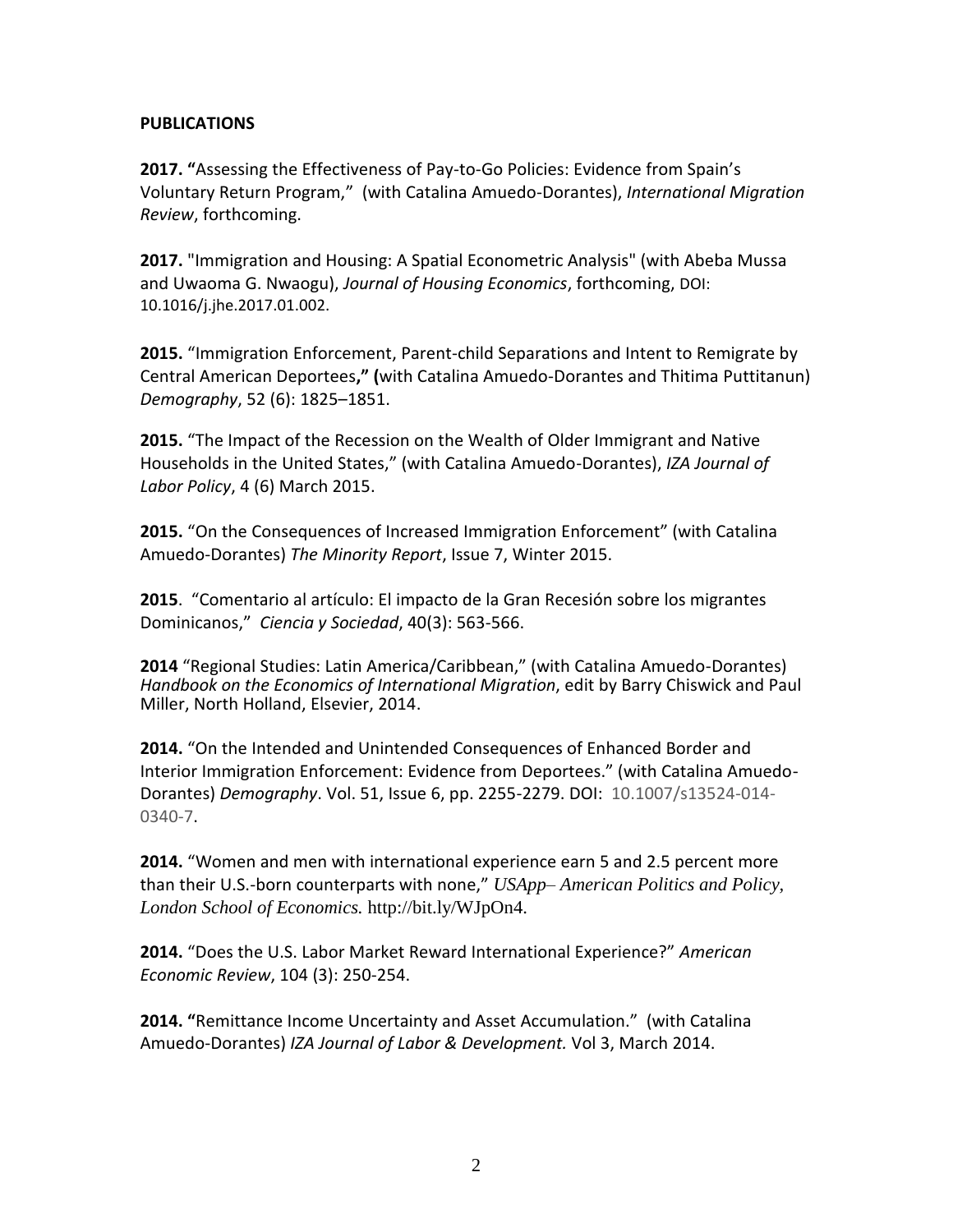**PUBLICATIONS**

**2017. "**Assessing the Effectiveness of Pay-to-Go Policies: Evidence from Spain's Voluntary Return Program," (with Catalina Amuedo-Dorantes), *International Migration Review*, forthcoming.

**2017.** "Immigration and Housing: A Spatial Econometric Analysis" (with Abeba Mussa and Uwaoma G. Nwaogu), *Journal of Housing Economics*, forthcoming, DOI: 10.1016/j.jhe.2017.01.002.

**2015.** "Immigration Enforcement, Parent-child Separations and Intent to Remigrate by Central American Deportees**," (**with Catalina Amuedo-Dorantes and Thitima Puttitanun) *Demography*, 52 (6): 1825–1851.

**2015.** "The Impact of the Recession on the Wealth of Older Immigrant and Native Households in the United States," (with Catalina Amuedo-Dorantes), *IZA Journal of Labor Policy*, 4 (6) March 2015.

**2015.** "On the Consequences of Increased Immigration Enforcement" (with Catalina Amuedo-Dorantes) *The Minority Report*, Issue 7, Winter 2015.

**2015**. "Comentario al artículo: El impacto de la Gran Recesión sobre los migrantes Dominicanos," *Ciencia y Sociedad*, 40(3): 563-566.

**2014** "Regional Studies: Latin America/Caribbean," (with Catalina Amuedo-Dorantes) *Handbook on the Economics of International Migration*, edit by Barry Chiswick and Paul Miller, North Holland, Elsevier, 2014.

**2014.** "On the Intended and Unintended Consequences of Enhanced Border and Interior Immigration Enforcement: Evidence from Deportees." (with Catalina Amuedo-Dorantes) *Demography*. Vol. 51, Issue 6, pp. 2255-2279. DOI: 10.1007/s13524-014-0340-7.

**2014.** "Women and men with international experience earn 5 and 2.5 percent more than their U.S.-born counterparts with none," *USApp– American Politics and Policy, London School of Economics.* http://bit.ly/WJpOn4.

**2014.** "Does the U.S. Labor Market Reward International Experience?" *American Economic Review*, 104 (3): 250-254.

**2014. "**Remittance Income Uncertainty and Asset Accumulation." (with Catalina Amuedo-Dorantes) *IZA Journal of Labor & Development.* Vol 3, March 2014.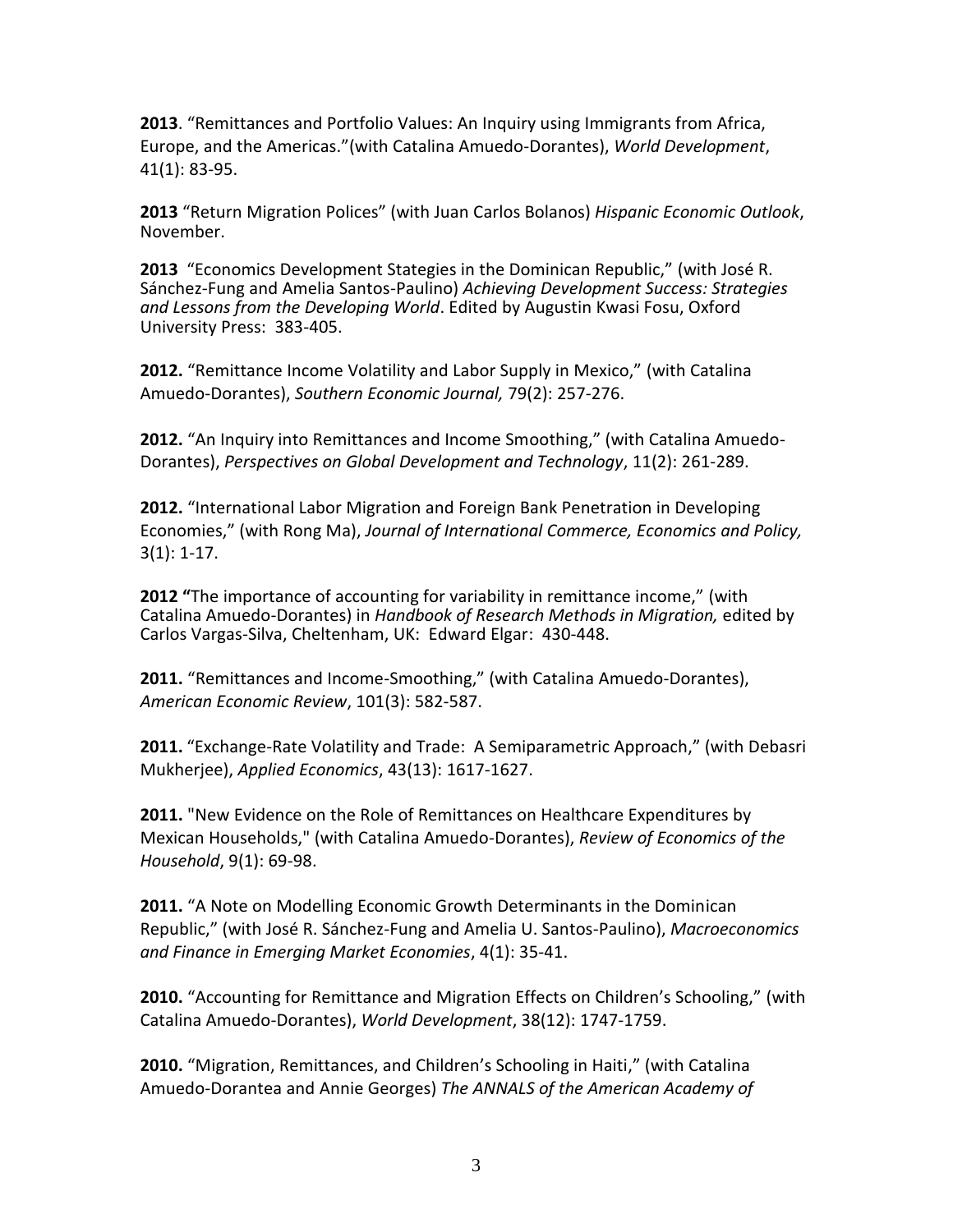**2013**. “Remittances and Portfolio Values: An Inquiry using Immigrants from Africa, Europe, and the Americas.”(with Catalina Amuedo-Dorantes), *World Development*, 41(1): 83-95.

**2013** “Return Migration Polices” (with Juan Carlos Bolanos) *Hispanic Economic Outlook*, November.

**2013** “Economics Development Stategies in the Dominican Republic,” (with José R. Sánchez-Fung and Amelia Santos-Paulino) *Achieving Development Success: Strategies and Lessons from the Developing World*. Edited by Augustin Kwasi Fosu, Oxford University Press: 383-405.

**2012.** “Remittance Income Volatility and Labor Supply in Mexico,” (with Catalina Amuedo-Dorantes), *Southern Economic Journal,* 79(2): 257-276.

**2012.** “An Inquiry into Remittances and Income Smoothing,” (with Catalina Amuedo-Dorantes), *Perspectives on Global Development and Technology*, 11(2): 261-289.

**2012.** “International Labor Migration and Foreign Bank Penetration in Developing Economies,” (with Rong Ma), *Journal of International Commerce, Economics and Policy,* 3(1): 1-17.

**2012 “**The importance of accounting for variability in remittance income,” (with Catalina Amuedo-Dorantes) in *Handbook of Research Methods in Migration,* edited by Carlos Vargas-Silva, Cheltenham, UK: Edward Elgar: 430-448.

**2011.** “Remittances and Income-Smoothing,” (with Catalina Amuedo-Dorantes), *American Economic Review*, 101(3): 582-587.

**2011.** “Exchange-Rate Volatility and Trade: A Semiparametric Approach,” (with Debasri Mukherjee), *Applied Economics*, 43(13): 1617-1627.

**2011.** "New Evidence on the Role of Remittances on Healthcare Expenditures by Mexican Households," (with Catalina Amuedo-Dorantes), *Review of Economics of the Household*, 9(1): 69-98.

**2011.** “A Note on Modelling Economic Growth Determinants in the Dominican Republic,” (with José R. Sánchez-Fung and Amelia U. Santos-Paulino), *Macroeconomics and Finance in Emerging Market Economies*, 4(1): 35-41.

**2010.** “Accounting for Remittance and Migration Effects on Children’s Schooling,” (with Catalina Amuedo-Dorantes), *World Development*, 38(12): 1747-1759.

**2010.** “Migration, Remittances, and Children’s Schooling in Haiti,” (with Catalina Amuedo-Dorantea and Annie Georges) *The ANNALS of the American Academy of*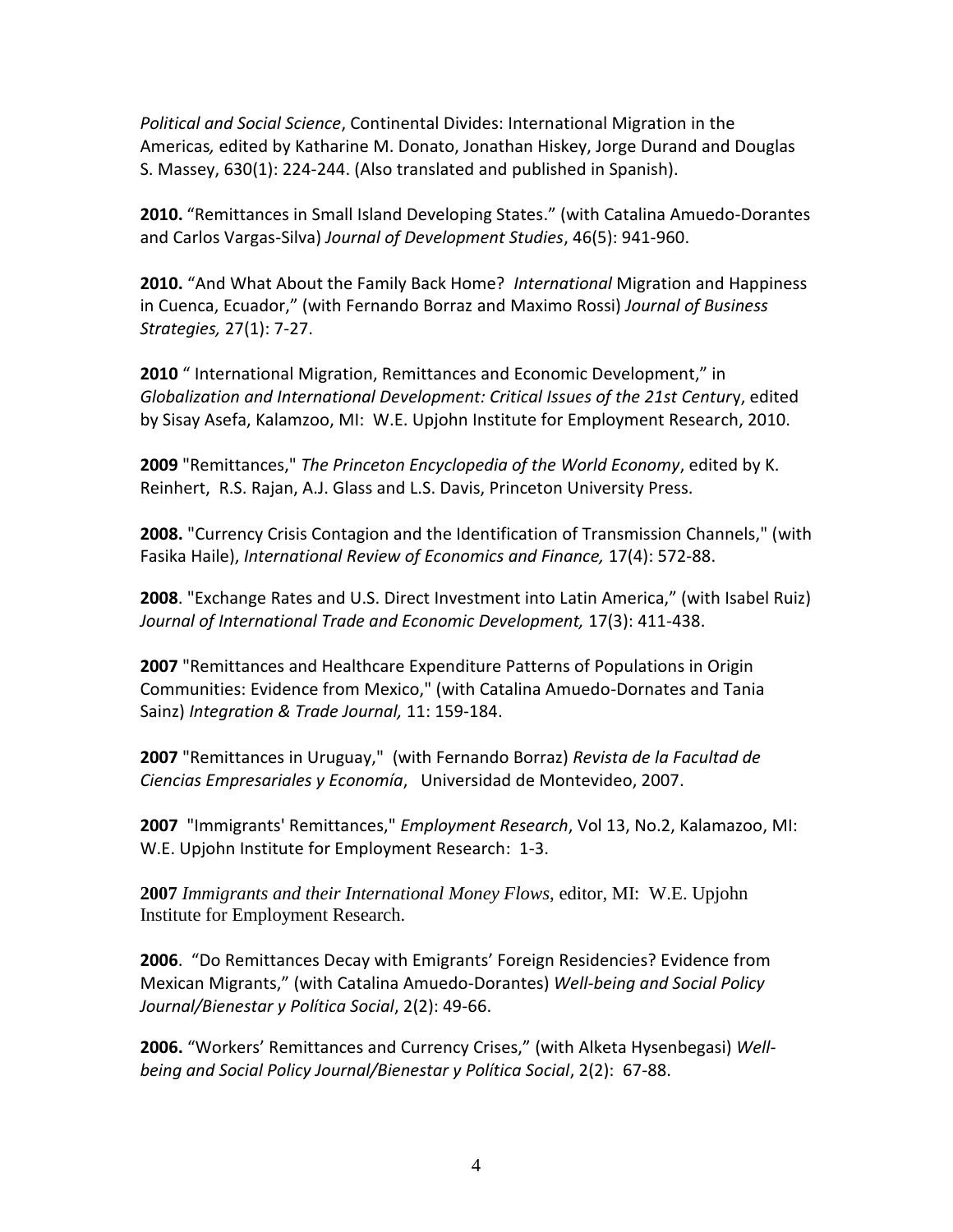*Political and Social Science*, Continental Divides: International Migration in the Americas*,* edited by Katharine M. Donato, Jonathan Hiskey, Jorge Durand and Douglas S. Massey, 630(1): 224-244. (Also translated and published in Spanish).

**2010.** "Remittances in Small Island Developing States." (with Catalina Amuedo-Dorantes and Carlos Vargas-Silva) *Journal of Development Studies*, 46(5): 941-960.

**2010.** "And What About the Family Back Home? *International* Migration and Happiness in Cuenca, Ecuador," (with Fernando Borraz and Maximo Rossi) *Journal of Business Strategies,* 27(1): 7-27.

**2010** " International Migration, Remittances and Economic Development," in *Globalization and International Development: Critical Issues of the 21st Centur*y, edited by Sisay Asefa, Kalamzoo, MI: W.E. Upjohn Institute for Employment Research, 2010.

**2009** "Remittances," *The Princeton Encyclopedia of the World Economy*, edited by K. Reinhert, R.S. Rajan, A.J. Glass and L.S. Davis, Princeton University Press.

**2008.** "Currency Crisis Contagion and the Identification of Transmission Channels," (with Fasika Haile), *International Review of Economics and Finance,* 17(4): 572-88.

**2008**. "Exchange Rates and U.S. Direct Investment into Latin America," (with Isabel Ruiz) *Journal of International Trade and Economic Development,* 17(3): 411-438.

**2007** "Remittances and Healthcare Expenditure Patterns of Populations in Origin Communities: Evidence from Mexico," (with Catalina Amuedo-Dornates and Tania Sainz) *Integration & Trade Journal,* 11: 159-184.

**2007** "Remittances in Uruguay," (with Fernando Borraz) *Revista de la Facultad de Ciencias Empresariales y Economía*, Universidad de Montevideo, 2007.

**2007** "Immigrants' Remittances," *Employment Research*, Vol 13, No.2, Kalamazoo, MI: W.E. Upjohn Institute for Employment Research: 1-3.

**2007** *Immigrants and their International Money Flows*, editor, MI: W.E. Upjohn Institute for Employment Research.

**2006**. "Do Remittances Decay with Emigrants' Foreign Residencies? Evidence from Mexican Migrants," (with Catalina Amuedo-Dorantes) *Well-being and Social Policy Journal/Bienestar y Política Social*, 2(2): 49-66.

**2006.** "Workers' Remittances and Currency Crises," (with Alketa Hysenbegasi) *Well-being and Social Policy Journal/Bienestar y Política Social*, 2(2): 67-88.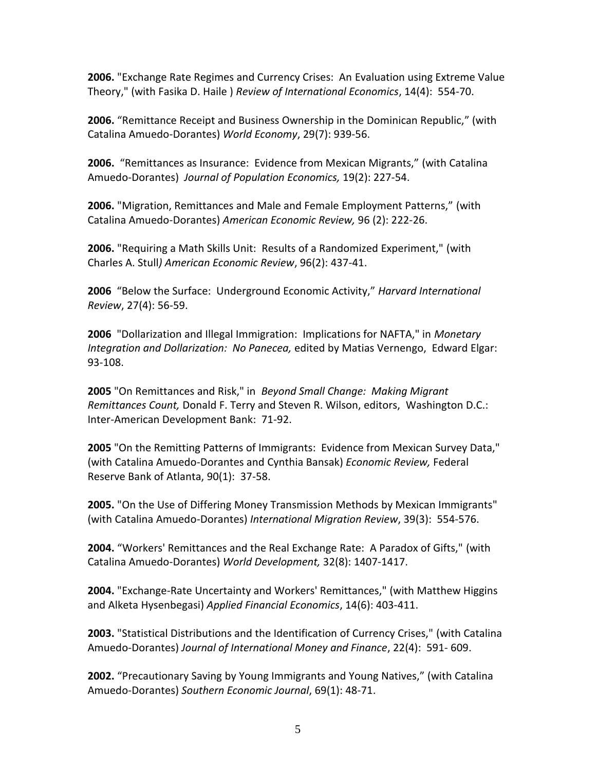**2006.** "Exchange Rate Regimes and Currency Crises: An Evaluation using Extreme Value Theory," (with Fasika D. Haile ) *Review of International Economics*, 14(4): 554-70.

**2006.** "Remittance Receipt and Business Ownership in the Dominican Republic," (with Catalina Amuedo-Dorantes) *World Economy*, 29(7): 939-56.

**2006.** "Remittances as Insurance: Evidence from Mexican Migrants," (with Catalina Amuedo-Dorantes) *Journal of Population Economics,* 19(2): 227-54.

**2006.** "Migration, Remittances and Male and Female Employment Patterns," (with Catalina Amuedo-Dorantes) *American Economic Review,* 96 (2): 222-26.

**2006.** "Requiring a Math Skills Unit: Results of a Randomized Experiment," (with Charles A. Stull*)* *American Economic Review*, 96(2): 437-41.

**2006** "Below the Surface: Underground Economic Activity," *Harvard International Review*, 27(4): 56-59.

**2006** "Dollarization and Illegal Immigration: Implications for NAFTA," in *Monetary Integration and Dollarization: No Panecea,* edited by Matias Vernengo, Edward Elgar: 93-108.

**2005** "On Remittances and Risk," in *Beyond Small Change: Making Migrant Remittances Count,* Donald F. Terry and Steven R. Wilson, editors, Washington D.C.: Inter-American Development Bank: 71-92.

**2005** "On the Remitting Patterns of Immigrants: Evidence from Mexican Survey Data," (with Catalina Amuedo-Dorantes and Cynthia Bansak) *Economic Review,* Federal Reserve Bank of Atlanta, 90(1): 37-58.

**2005.** "On the Use of Differing Money Transmission Methods by Mexican Immigrants" (with Catalina Amuedo-Dorantes) *International Migration Review*, 39(3): 554-576.

**2004.** "Workers' Remittances and the Real Exchange Rate: A Paradox of Gifts," (with Catalina Amuedo-Dorantes) *World Development,* 32(8): 1407-1417.

**2004.** "Exchange-Rate Uncertainty and Workers' Remittances," (with Matthew Higgins and Alketa Hysenbegasi) *Applied Financial Economics*, 14(6): 403-411.

**2003.** "Statistical Distributions and the Identification of Currency Crises," (with Catalina Amuedo-Dorantes) *Journal of International Money and Finance*, 22(4): 591- 609.

**2002.** "Precautionary Saving by Young Immigrants and Young Natives," (with Catalina Amuedo-Dorantes) *Southern Economic Journal*, 69(1): 48-71.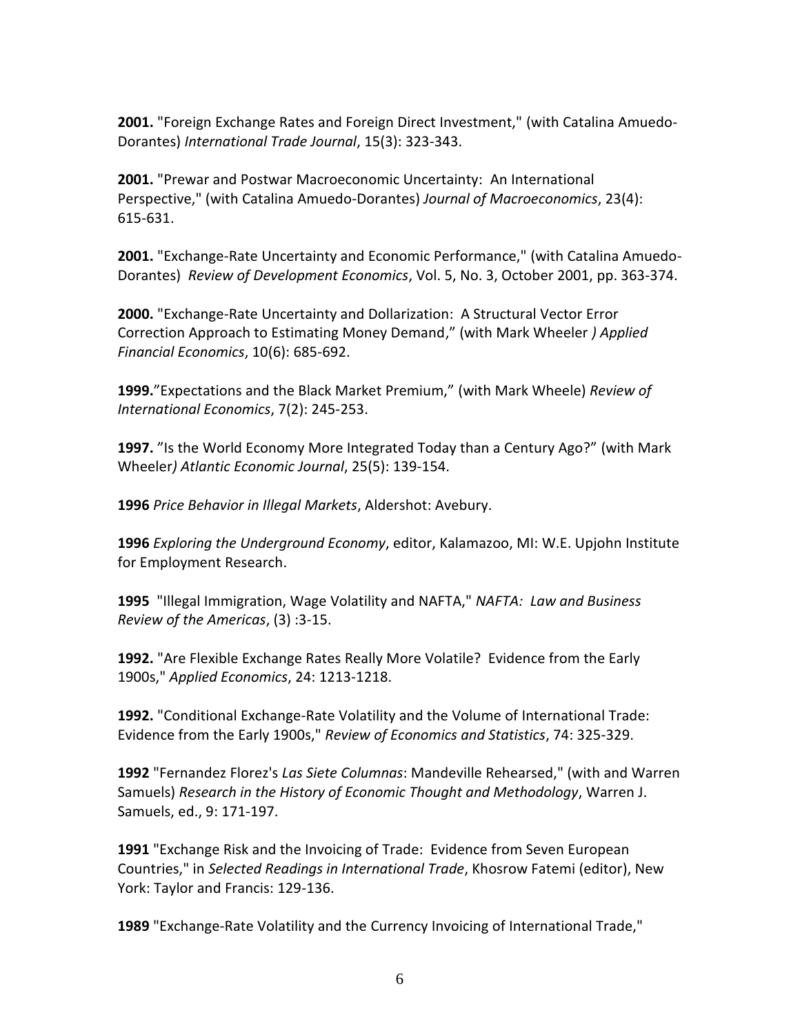**2001.** "Foreign Exchange Rates and Foreign Direct Investment," (with Catalina Amuedo-Dorantes) *International Trade Journal*, 15(3): 323-343.

**2001.** "Prewar and Postwar Macroeconomic Uncertainty: An International Perspective," (with Catalina Amuedo-Dorantes) *Journal of Macroeconomics*, 23(4): 615-631.

**2001.** "Exchange-Rate Uncertainty and Economic Performance," (with Catalina Amuedo-Dorantes) *Review of Development Economics*, Vol. 5, No. 3, October 2001, pp. 363-374.

**2000.** "Exchange-Rate Uncertainty and Dollarization: A Structural Vector Error Correction Approach to Estimating Money Demand," (with Mark Wheeler *) Applied Financial Economics*, 10(6): 685-692.

**1999.**"Expectations and the Black Market Premium," (with Mark Wheele) *Review of International Economics*, 7(2): 245-253.

**1997.** "Is the World Economy More Integrated Today than a Century Ago?" (with Mark Wheeler*) Atlantic Economic Journal*, 25(5): 139-154.

**1996** *Price Behavior in Illegal Markets*, Aldershot: Avebury.

**1996** *Exploring the Underground Economy*, editor, Kalamazoo, MI: W.E. Upjohn Institute for Employment Research.

**1995** "Illegal Immigration, Wage Volatility and NAFTA," *NAFTA: Law and Business Review of the Americas*, (3) :3-15.

**1992.** "Are Flexible Exchange Rates Really More Volatile? Evidence from the Early 1900s," *Applied Economics*, 24: 1213-1218.

**1992.** "Conditional Exchange-Rate Volatility and the Volume of International Trade: Evidence from the Early 1900s," *Review of Economics and Statistics*, 74: 325-329.

**1992** "Fernandez Florez's *Las Siete Columnas*: Mandeville Rehearsed," (with and Warren Samuels) *Research in the History of Economic Thought and Methodology*, Warren J. Samuels, ed., 9: 171-197.

**1991** "Exchange Risk and the Invoicing of Trade: Evidence from Seven European Countries," in *Selected Readings in International Trade*, Khosrow Fatemi (editor), New York: Taylor and Francis: 129-136.

**1989** "Exchange-Rate Volatility and the Currency Invoicing of International Trade,"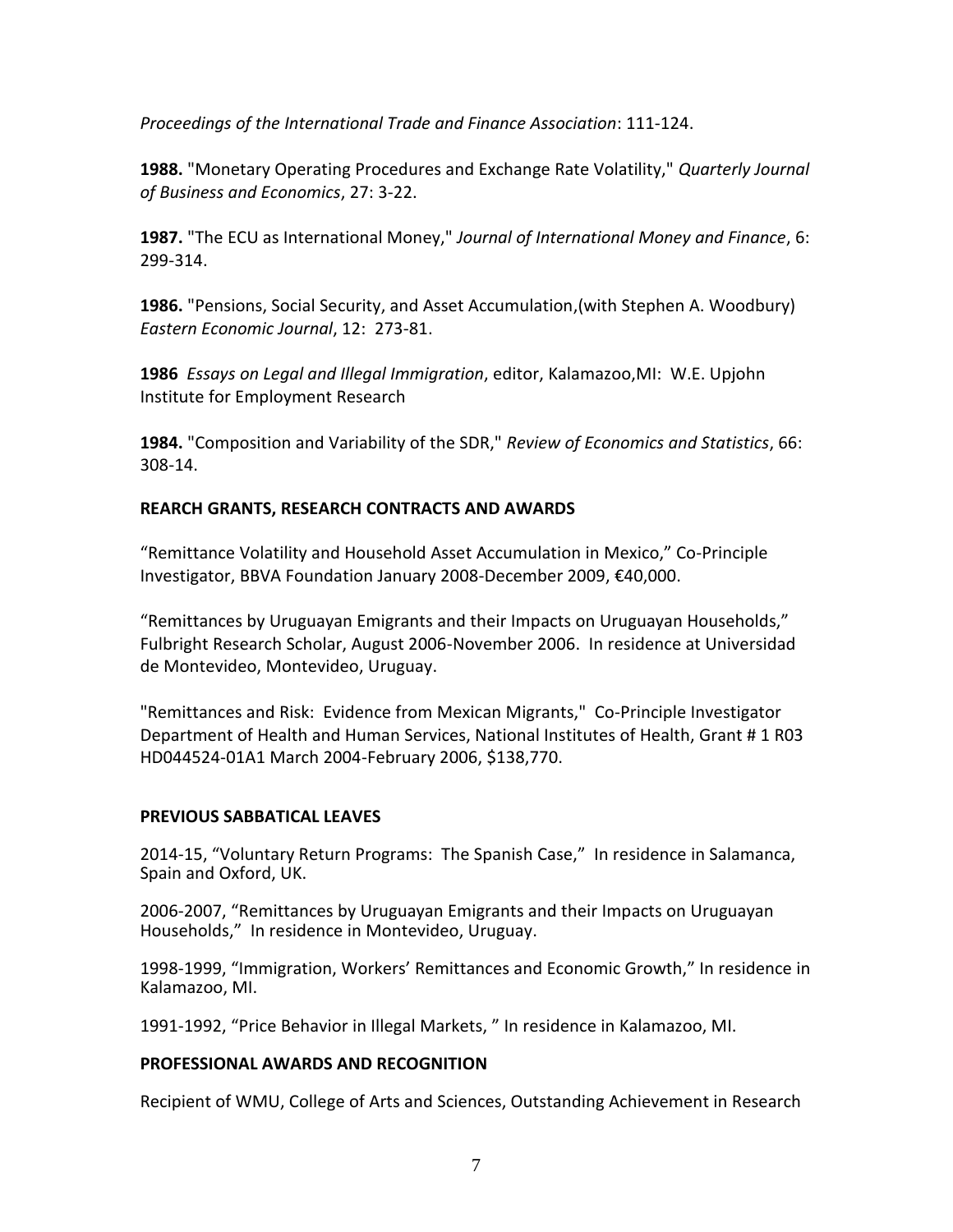*Proceedings of the International Trade and Finance Association*: 111-124.

**1988.** "Monetary Operating Procedures and Exchange Rate Volatility," *Quarterly Journal of Business and Economics*, 27: 3-22.

**1987.** "The ECU as International Money," *Journal of International Money and Finance*, 6: 299-314.

**1986.** "Pensions, Social Security, and Asset Accumulation,(with Stephen A. Woodbury) *Eastern Economic Journal*, 12: 273-81.

**1986** *Essays on Legal and Illegal Immigration*, editor, Kalamazoo,MI: W.E. Upjohn Institute for Employment Research

**1984.** "Composition and Variability of the SDR," *Review of Economics and Statistics*, 66: 308-14.

### REARCH GRANTS, RESEARCH CONTRACTS AND AWARDS

"Remittance Volatility and Household Asset Accumulation in Mexico," Co-Principle Investigator, BBVA Foundation January 2008-December 2009, €40,000.

"Remittances by Uruguayan Emigrants and their Impacts on Uruguayan Households," Fulbright Research Scholar, August 2006-November 2006. In residence at Universidad de Montevideo, Montevideo, Uruguay.

"Remittances and Risk: Evidence from Mexican Migrants," Co-Principle Investigator Department of Health and Human Services, National Institutes of Health, Grant # 1 R03 HD044524-01A1 March 2004-February 2006, $138,770.

### PREVIOUS SABBATICAL LEAVES

2014-15, "Voluntary Return Programs: The Spanish Case," In residence in Salamanca, Spain and Oxford, UK.

2006-2007, "Remittances by Uruguayan Emigrants and their Impacts on Uruguayan Households," In residence in Montevideo, Uruguay.

1998-1999, "Immigration, Workers' Remittances and Economic Growth," In residence in Kalamazoo, MI.

1991-1992, "Price Behavior in Illegal Markets, " In residence in Kalamazoo, MI.

### PROFESSIONAL AWARDS AND RECOGNITION

Recipient of WMU, College of Arts and Sciences, Outstanding Achievement in Research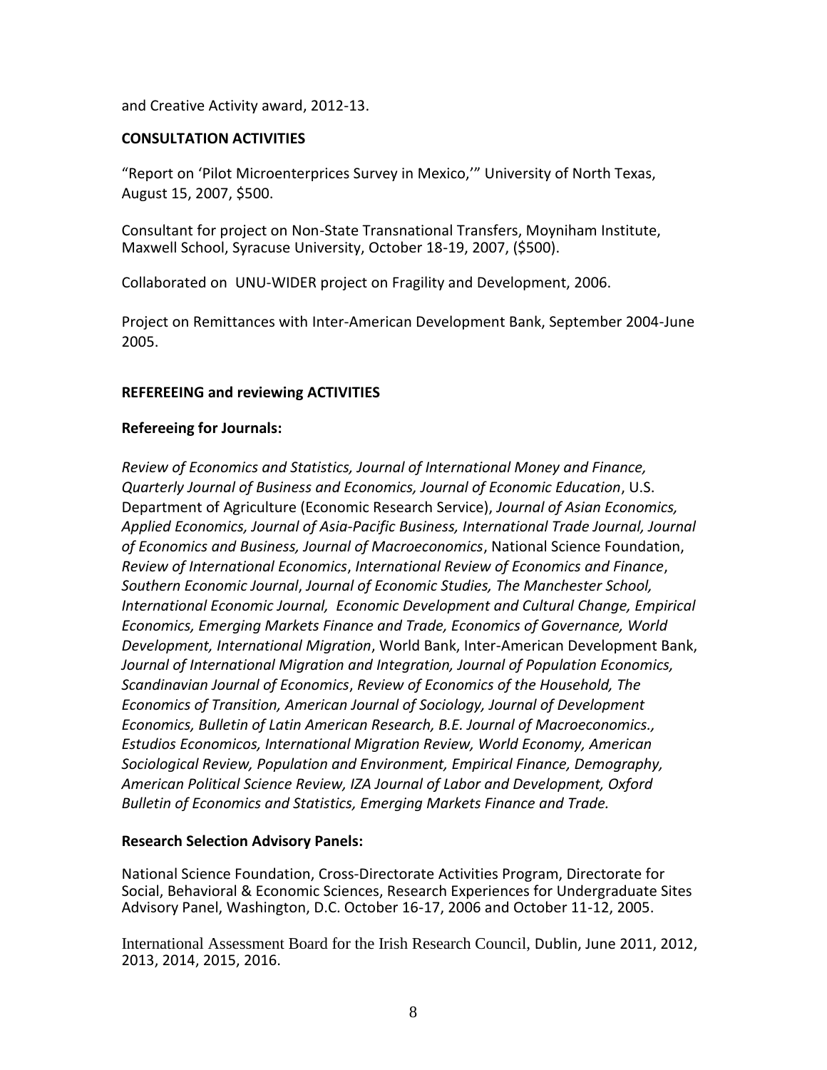and Creative Activity award, 2012-13.

**CONSULTATION ACTIVITIES**

"Report on 'Pilot Microenterprices Survey in Mexico,'" University of North Texas, August 15, 2007, $500.

Consultant for project on Non-State Transnational Transfers, Moyniham Institute, Maxwell School, Syracuse University, October 18-19, 2007, ($500).

Collaborated on UNU-WIDER project on Fragility and Development, 2006.

Project on Remittances with Inter-American Development Bank, September 2004-June 2005.

**REFEREEING and reviewing ACTIVITIES**

**Refereeing for Journals:**

*Review of Economics and Statistics, Journal of International Money and Finance, Quarterly Journal of Business and Economics, Journal of Economic Education*, U.S. Department of Agriculture (Economic Research Service), *Journal of Asian Economics, Applied Economics, Journal of Asia-Pacific Business, International Trade Journal, Journal of Economics and Business, Journal of Macroeconomics*, National Science Foundation, *Review of International Economics*, *International Review of Economics and Finance*, *Southern Economic Journal*, *Journal of Economic Studies, The Manchester School, International Economic Journal, Economic Development and Cultural Change, Empirical Economics, Emerging Markets Finance and Trade, Economics of Governance, World Development, International Migration*, World Bank, Inter-American Development Bank, *Journal of International Migration and Integration, Journal of Population Economics, Scandinavian Journal of Economics*, *Review of Economics of the Household, The Economics of Transition, American Journal of Sociology, Journal of Development Economics, Bulletin of Latin American Research, B.E. Journal of Macroeconomics., Estudios Economicos, International Migration Review, World Economy, American Sociological Review, Population and Environment, Empirical Finance, Demography, American Political Science Review, IZA Journal of Labor and Development, Oxford Bulletin of Economics and Statistics, Emerging Markets Finance and Trade.*

**Research Selection Advisory Panels:**

National Science Foundation, Cross-Directorate Activities Program, Directorate for Social, Behavioral & Economic Sciences, Research Experiences for Undergraduate Sites Advisory Panel, Washington, D.C. October 16-17, 2006 and October 11-12, 2005.

International Assessment Board for the Irish Research Council, Dublin, June 2011, 2012, 2013, 2014, 2015, 2016.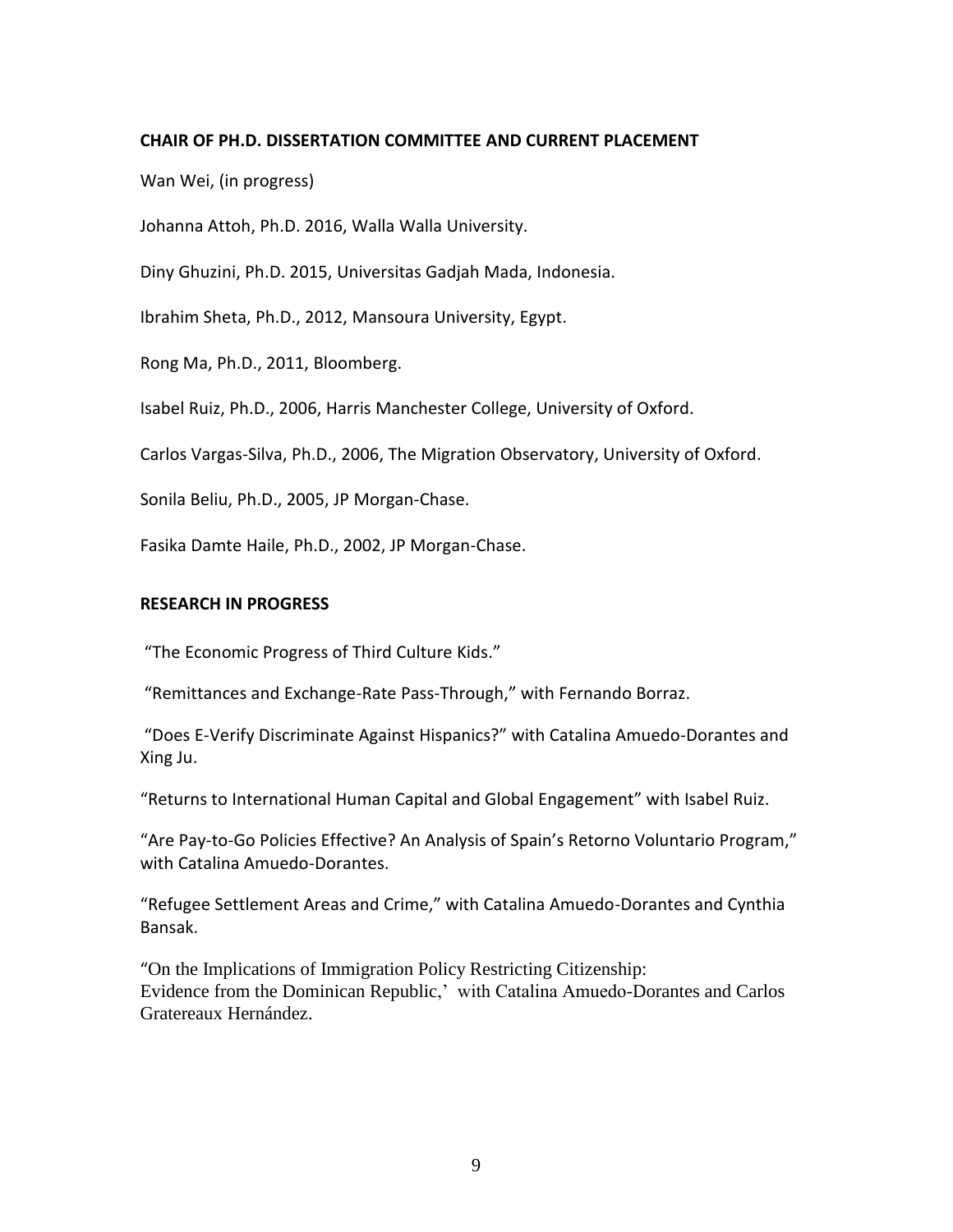## CHAIR OF PH.D. DISSERTATION COMMITTEE AND CURRENT PLACEMENT

Wan Wei, (in progress)

Johanna Attoh, Ph.D. 2016, Walla Walla University.

Diny Ghuzini, Ph.D. 2015, Universitas Gadjah Mada, Indonesia.

Ibrahim Sheta, Ph.D., 2012, Mansoura University, Egypt.

Rong Ma, Ph.D., 2011, Bloomberg.

Isabel Ruiz, Ph.D., 2006, Harris Manchester College, University of Oxford.

Carlos Vargas-Silva, Ph.D., 2006, The Migration Observatory, University of Oxford.

Sonila Beliu, Ph.D., 2005, JP Morgan-Chase.

Fasika Damte Haile, Ph.D., 2002, JP Morgan-Chase.

## RESEARCH IN PROGRESS

"The Economic Progress of Third Culture Kids."

"Remittances and Exchange-Rate Pass-Through," with Fernando Borraz.

"Does E-Verify Discriminate Against Hispanics?" with Catalina Amuedo-Dorantes and Xing Ju.

"Returns to International Human Capital and Global Engagement" with Isabel Ruiz.

"Are Pay-to-Go Policies Effective? An Analysis of Spain's Retorno Voluntario Program," with Catalina Amuedo-Dorantes.

"Refugee Settlement Areas and Crime," with Catalina Amuedo-Dorantes and Cynthia Bansak.

"On the Implications of Immigration Policy Restricting Citizenship: Evidence from the Dominican Republic,' with Catalina Amuedo-Dorantes and Carlos Gratereaux Hernández.